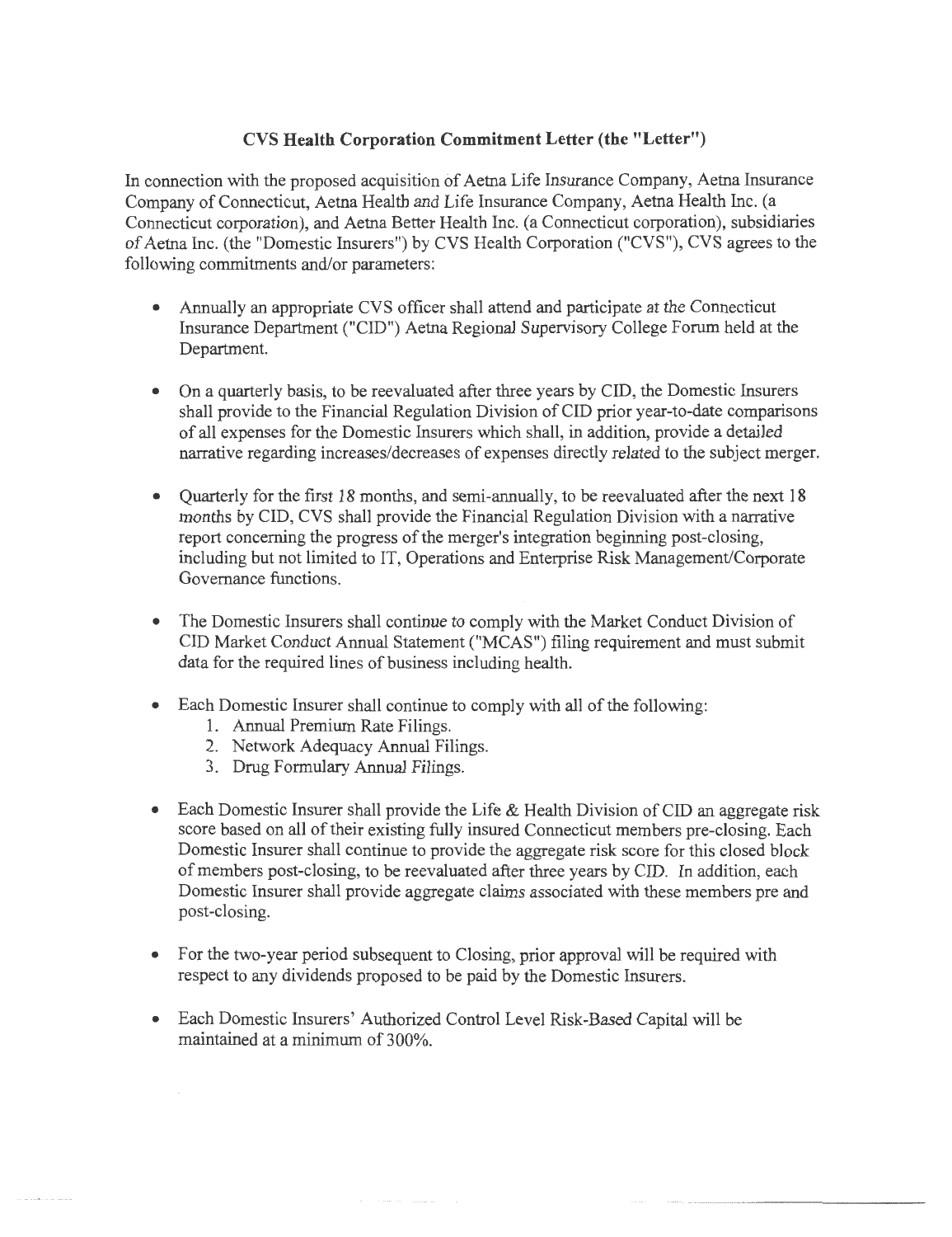# CVS Health Corporation Commitment Letter (the "Letter")

In connection with the proposed acquisition of Aetna Life Insurance Company, Aetna Insurance Company of Connecticut, Aetna Health and Life Insurance Company, Aetna Health Inc. (a Connecticut corporation), and Aetna Better Health Inc. (a Connecticut corporation), subsidiaries of Aetna Inc. (the "Domestic Insurers") by CVS Health Corporation ("CVS"), CVS agrees to the following commitments and/or parameters:

- Annually an appropriate CVS officer shall attend and participate at the Connecticut Insurance Department ("CID") Aetna Regional Supervisory College Forum held at the Department.

- On a quarterly basis, to be reevaluated after three years by CID, the Domestic Insurers shall provide to the Financial Regulation Division of CID prior year-to-date comparisons of all expenses for the Domestic Insurers which shall, in addition, provide a detailed narrative regarding increases/decreases of expenses directly related to the subject merger.

- Quarterly for the first 18 months, and semi-annually, to be reevaluated after the next 18 months by CID, CVS shall provide the Financial Regulation Division with a narrative report concerning the progress of the merger's integration beginning post-closing, including but not limited to IT, Operations and Enterprise Risk Management/Corporate Governance functions.

- The Domestic Insurers shall continue to comply with the Market Conduct Division of CID Market Conduct Annual Statement ("MCAS") filing requirement and must submit data for the required lines of business including health.

- Each Domestic Insurer shall continue to comply with all of the following:
  1. Annual Premium Rate Filings.
  2. Network Adequacy Annual Filings.
  3. Drug Formulary Annual Filings.

- Each Domestic Insurer shall provide the Life & Health Division of CID an aggregate risk score based on all of their existing fully insured Connecticut members pre-closing. Each Domestic Insurer shall continue to provide the aggregate risk score for this closed block of members post-closing, to be reevaluated after three years by CID. In addition, each Domestic Insurer shall provide aggregate claims associated with these members pre and post-closing.

- For the two-year period subsequent to Closing, prior approval will be required with respect to any dividends proposed to be paid by the Domestic Insurers.

- Each Domestic Insurers' Authorized Control Level Risk-Based Capital will be maintained at a minimum of 300%.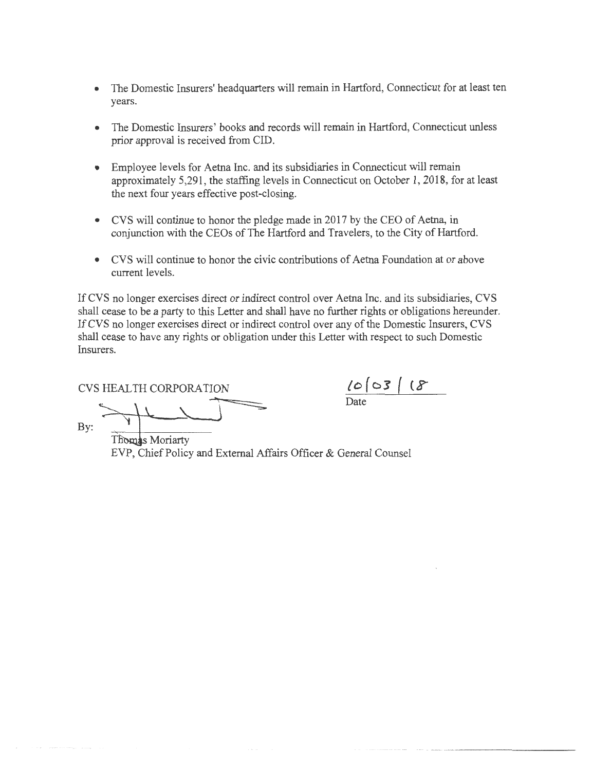- The Domestic Insurers' headquarters will remain in Hartford, Connecticut for at least ten years.

- The Domestic Insurers' books and records will remain in Hartford, Connecticut unless prior approval is received from CID.

- Employee levels for Aetna Inc. and its subsidiaries in Connecticut will remain approximately 5,291, the staffing levels in Connecticut on October 1, 2018, for at least the next four years effective post-closing.

- CVS will continue to honor the pledge made in 2017 by the CEO of Aetna, in conjunction with the CEOs of The Hartford and Travelers, to the City of Hartford.

- CVS will continue to honor the civic contributions of Aetna Foundation at or above current levels.

If CVS no longer exercises direct or indirect control over Aetna Inc. and its subsidiaries, CVS shall cease to be a party to this Letter and shall have no further rights or obligations hereunder. If CVS no longer exercises direct or indirect control over any of the Domestic Insurers, CVS shall cease to have any rights or obligation under this Letter with respect to such Domestic Insurers.

CVS HEALTH CORPORATION

By: ________________________

Thomas Moriarty
EVP, Chief Policy and External Affairs Officer & General Counsel

10/03/18
Date